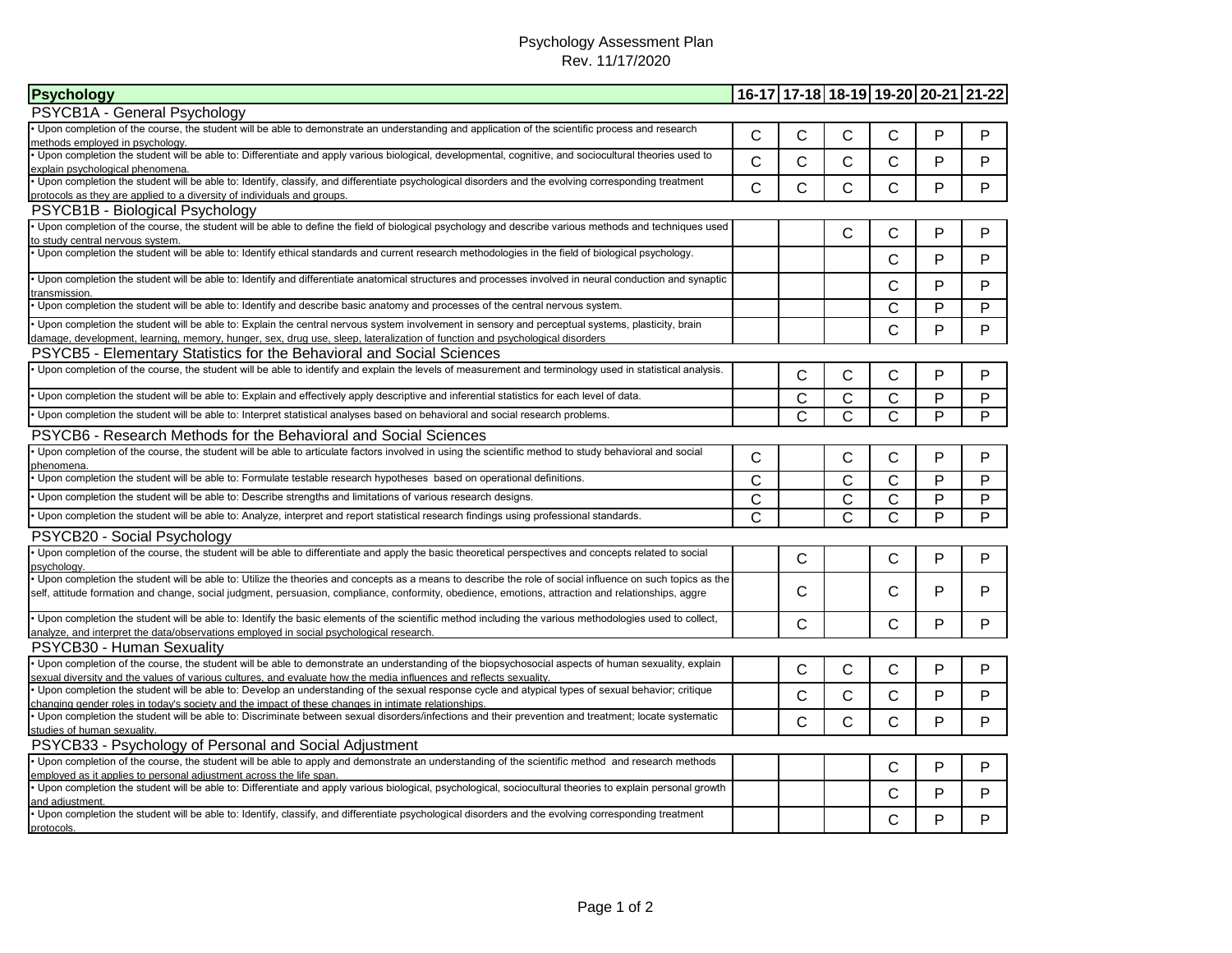Psychology Assessment Plan
Rev. 11/17/2020

| Psychology | 16-17 | 17-18 | 18-19 | 19-20 | 20-21 | 21-22 |
|---|---|---|---|---|---|---|
| **PSYCB1A - General Psychology** | | | | | | |
| • Upon completion of the course, the student will be able to demonstrate an understanding and application of the scientific process and research methods employed in psychology. | C | C | C | C | P | P |
| • Upon completion the student will be able to: Differentiate and apply various biological, developmental, cognitive, and sociocultural theories used to explain psychological phenomena. | C | C | C | C | P | P |
| • Upon completion the student will be able to: Identify, classify, and differentiate psychological disorders and the evolving corresponding treatment protocols as they are applied to a diversity of individuals and groups. | C | C | C | C | P | P |
| **PSYCB1B - Biological Psychology** | | | | | | |
| • Upon completion of the course, the student will be able to define the field of biological psychology and describe various methods and techniques used to study central nervous system. | | | C | C | P | P |
| • Upon completion the student will be able to: Identify ethical standards and current research methodologies in the field of biological psychology. | | | | C | P | P |
| • Upon completion the student will be able to: Identify and differentiate anatomical structures and processes involved in neural conduction and synaptic transmission. | | | | C | P | P |
| • Upon completion the student will be able to: Identify and describe basic anatomy and processes of the central nervous system. | | | | C | P | P |
| • Upon completion the student will be able to: Explain the central nervous system involvement in sensory and perceptual systems, plasticity, brain damage, development, learning, memory, hunger, sex, drug use, sleep, lateralization of function and psychological disorders | | | | C | P | P |
| **PSYCB5 - Elementary Statistics for the Behavioral and Social Sciences** | | | | | | |
| • Upon completion of the course, the student will be able to identify and explain the levels of measurement and terminology used in statistical analysis. | | C | C | C | P | P |
| • Upon completion the student will be able to: Explain and effectively apply descriptive and inferential statistics for each level of data. | | C | C | C | P | P |
| • Upon completion the student will be able to: Interpret statistical analyses based on behavioral and social research problems. | | C | C | C | P | P |
| **PSYCB6 - Research Methods for the Behavioral and Social Sciences** | | | | | | |
| • Upon completion of the course, the student will be able to articulate factors involved in using the scientific method to study behavioral and social phenomena. | C | | C | C | P | P |
| • Upon completion the student will be able to: Formulate testable research hypotheses based on operational definitions. | C | | C | C | P | P |
| • Upon completion the student will be able to: Describe strengths and limitations of various research designs. | C | | C | C | P | P |
| • Upon completion the student will be able to: Analyze, interpret and report statistical research findings using professional standards. | C | | C | C | P | P |
| **PSYCB20 - Social Psychology** | | | | | | |
| • Upon completion of the course, the student will be able to differentiate and apply the basic theoretical perspectives and concepts related to social psychology. | | C | | C | P | P |
| • Upon completion the student will be able to: Utilize the theories and concepts as a means to describe the role of social influence on such topics as the self, attitude formation and change, social judgment, persuasion, compliance, conformity, obedience, emotions, attraction and relationships, aggre | | C | | C | P | P |
| • Upon completion the student will be able to: Identify the basic elements of the scientific method including the various methodologies used to collect, analyze, and interpret the data/observations employed in social psychological research. | | C | | C | P | P |
| **PSYCB30 - Human Sexuality** | | | | | | |
| • Upon completion of the course, the student will be able to demonstrate an understanding of the biopsychosocial aspects of human sexuality, explain sexual diversity and the values of various cultures, and evaluate how the media influences and reflects sexuality. | | C | C | C | P | P |
| • Upon completion the student will be able to: Develop an understanding of the sexual response cycle and atypical types of sexual behavior; critique changing gender roles in today's society and the impact of these changes in intimate relationships. | | C | C | C | P | P |
| • Upon completion the student will be able to: Discriminate between sexual disorders/infections and their prevention and treatment; locate systematic studies of human sexuality. | | C | C | C | P | P |
| **PSYCB33 - Psychology of Personal and Social Adjustment** | | | | | | |
| • Upon completion of the course, the student will be able to apply and demonstrate an understanding of the scientific method and research methods employed as it applies to personal adjustment across the life span. | | | | C | P | P |
| • Upon completion the student will be able to: Differentiate and apply various biological, psychological, sociocultural theories to explain personal growth and adjustment. | | | | C | P | P |
| • Upon completion the student will be able to: Identify, classify, and differentiate psychological disorders and the evolving corresponding treatment protocols. | | | | C | P | P |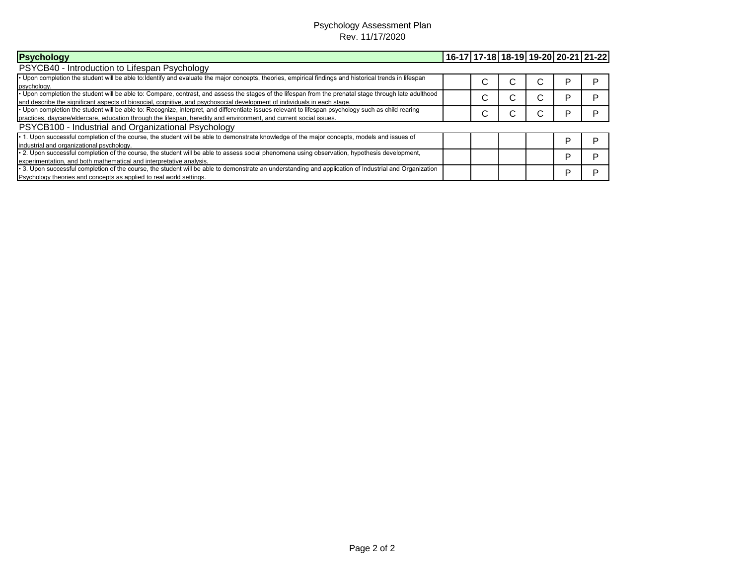Psychology Assessment Plan
Rev. 11/17/2020

| Psychology | 16-17 | 17-18 | 18-19 | 19-20 | 20-21 | 21-22 |
|---|---|---|---|---|---|---|
| **PSYCB40 - Introduction to Lifespan Psychology** | | | | | | |
| • Upon completion the student will be able to:Identify and evaluate the major concepts, theories, empirical findings and historical trends in lifespan psychology. | | C | C | C | P | P |
| • Upon completion the student will be able to: Compare, contrast, and assess the stages of the lifespan from the prenatal stage through late adulthood and describe the significant aspects of biosocial, cognitive, and psychosocial development of individuals in each stage. | | C | C | C | P | P |
| • Upon completion the student will be able to: Recognize, interpret, and differentiate issues relevant to lifespan psychology such as child rearing practices, daycare/eldercare, education through the lifespan, heredity and environment, and current social issues. | | C | C | C | P | P |
| **PSYCB100 - Industrial and Organizational Psychology** | | | | | | |
| • 1. Upon successful completion of the course, the student will be able to demonstrate knowledge of the major concepts, models and issues of industrial and organizational psychology. | | | | | P | P |
| • 2. Upon successful completion of the course, the student will be able to assess social phenomena using observation, hypothesis development, experimentation, and both mathematical and interpretative analysis. | | | | | P | P |
| • 3. Upon successful completion of the course, the student will be able to demonstrate an understanding and application of Industrial and Organization Psychology theories and concepts as applied to real world settings. | | | | | P | P |